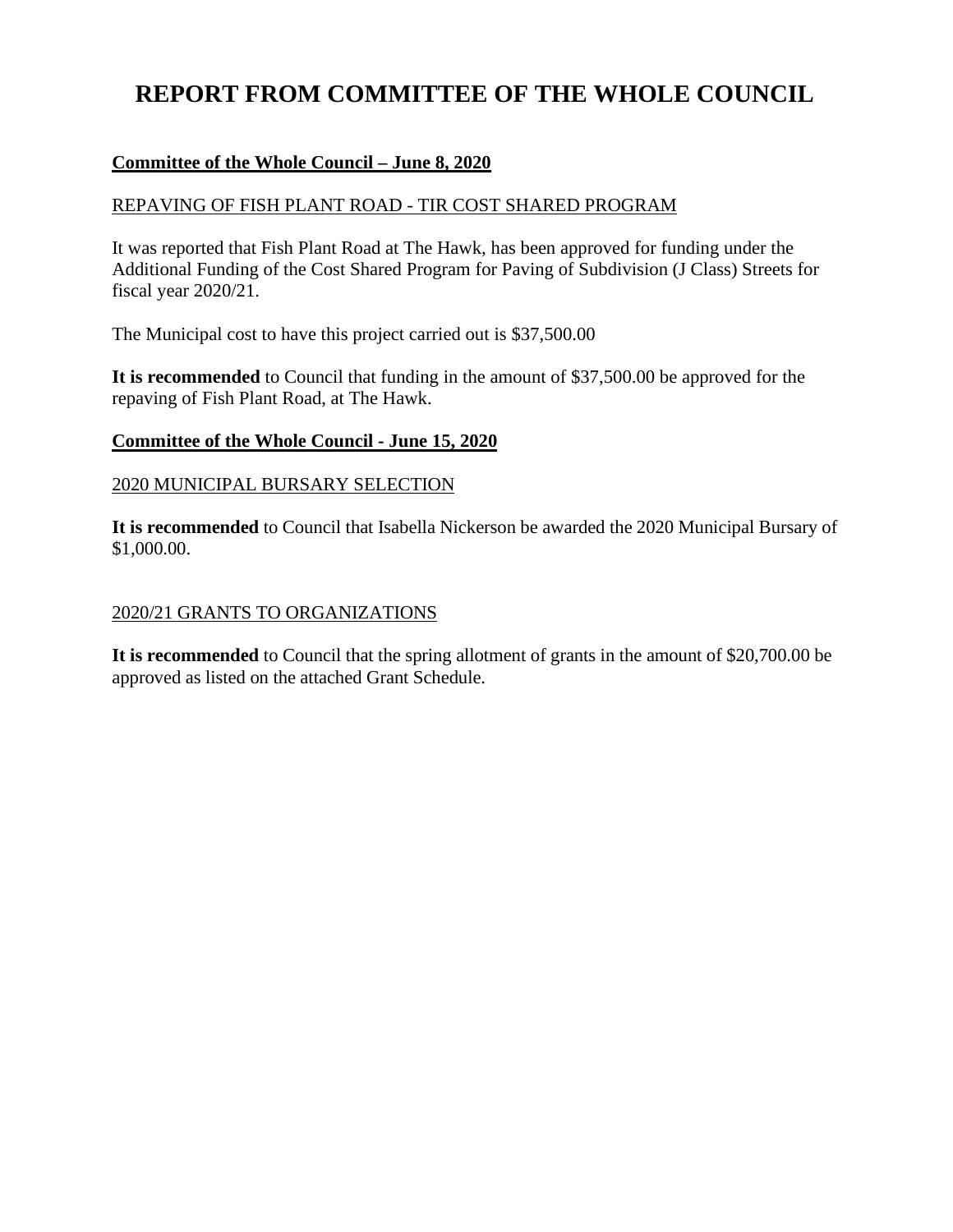# REPORT FROM COMMITTEE OF THE WHOLE COUNCIL

## Committee of the Whole Council – June 8, 2020

### REPAVING OF FISH PLANT ROAD - TIR COST SHARED PROGRAM

It was reported that Fish Plant Road at The Hawk, has been approved for funding under the Additional Funding of the Cost Shared Program for Paving of Subdivision (J Class) Streets for fiscal year 2020/21.

The Municipal cost to have this project carried out is $37,500.00

**It is recommended** to Council that funding in the amount of $37,500.00 be approved for the repaving of Fish Plant Road, at The Hawk.

## Committee of the Whole Council - June 15, 2020

### 2020 MUNICIPAL BURSARY SELECTION

**It is recommended** to Council that Isabella Nickerson be awarded the 2020 Municipal Bursary of $1,000.00.

### 2020/21 GRANTS TO ORGANIZATIONS

**It is recommended** to Council that the spring allotment of grants in the amount of $20,700.00 be approved as listed on the attached Grant Schedule.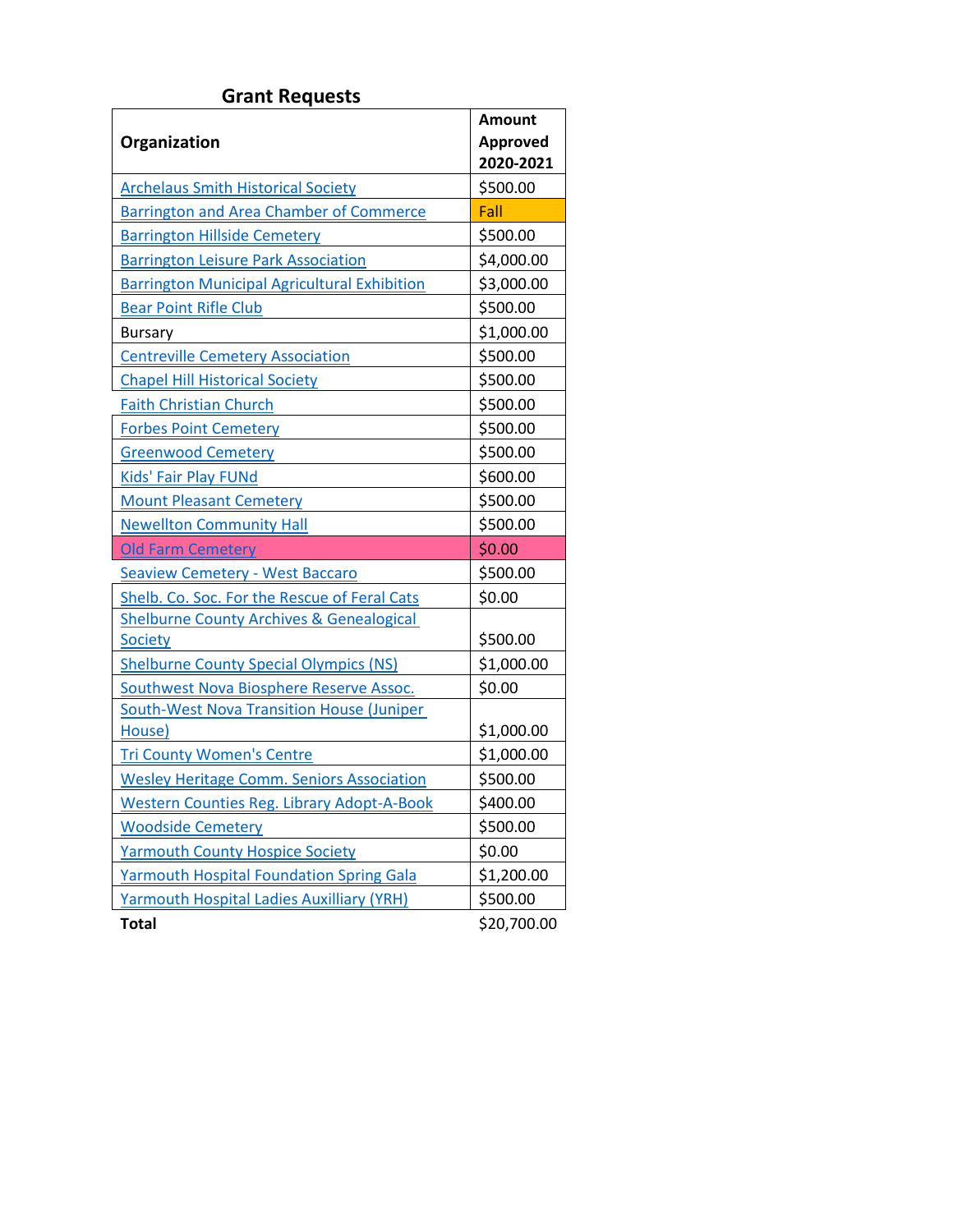## Grant Requests

| Organization | Amount Approved 2020-2021 |
|---|---|
| Archelaus Smith Historical Society | $500.00 |
| Barrington and Area Chamber of Commerce | Fall |
| Barrington Hillside Cemetery | $500.00 |
| Barrington Leisure Park Association | $4,000.00 |
| Barrington Municipal Agricultural Exhibition | $3,000.00 |
| Bear Point Rifle Club | $500.00 |
| Bursary | $1,000.00 |
| Centreville Cemetery Association | $500.00 |
| Chapel Hill Historical Society | $500.00 |
| Faith Christian Church | $500.00 |
| Forbes Point Cemetery | $500.00 |
| Greenwood Cemetery | $500.00 |
| Kids' Fair Play FUNd | $600.00 |
| Mount Pleasant Cemetery | $500.00 |
| Newellton Community Hall | $500.00 |
| Old Farm Cemetery | $0.00 |
| Seaview Cemetery - West Baccaro | $500.00 |
| Shelb. Co. Soc. For the Rescue of Feral Cats | $0.00 |
| Shelburne County Archives & Genealogical Society | $500.00 |
| Shelburne County Special Olympics (NS) | $1,000.00 |
| Southwest Nova Biosphere Reserve Assoc. | $0.00 |
| South-West Nova Transition House (Juniper House) | $1,000.00 |
| Tri County Women's Centre | $1,000.00 |
| Wesley Heritage Comm. Seniors Association | $500.00 |
| Western Counties Reg. Library Adopt-A-Book | $400.00 |
| Woodside Cemetery | $500.00 |
| Yarmouth County Hospice Society | $0.00 |
| Yarmouth Hospital Foundation Spring Gala | $1,200.00 |
| Yarmouth Hospital Ladies Auxilliary (YRH) | $500.00 |
| **Total** | $20,700.00 |